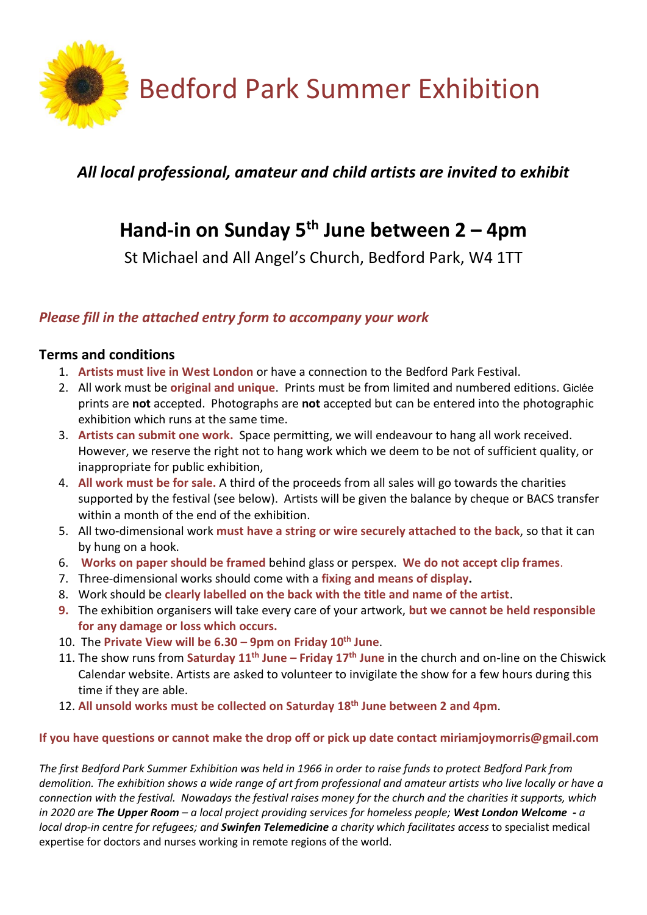# Bedford Park Summer Exhibition

***All local professional, amateur and child artists are invited to exhibit***

## Hand-in on Sunday 5th June between 2 – 4pm

St Michael and All Angel's Church, Bedford Park, W4 1TT

***Please fill in the attached entry form to accompany your work***

### Terms and conditions

1. **Artists must live in West London** or have a connection to the Bedford Park Festival.
2. All work must be **original and unique**. Prints must be from limited and numbered editions. Giclée prints are **not** accepted. Photographs are **not** accepted but can be entered into the photographic exhibition which runs at the same time.
3. **Artists can submit one work.** Space permitting, we will endeavour to hang all work received. However, we reserve the right not to hang work which we deem to be not of sufficient quality, or inappropriate for public exhibition,
4. **All work must be for sale.** A third of the proceeds from all sales will go towards the charities supported by the festival (see below). Artists will be given the balance by cheque or BACS transfer within a month of the end of the exhibition.
5. All two-dimensional work **must have a string or wire securely attached to the back**, so that it can by hung on a hook.
6. **Works on paper should be framed** behind glass or perspex. **We do not accept clip frames**.
7. Three-dimensional works should come with a **fixing and means of display.**
8. Work should be **clearly labelled on the back with the title and name of the artist**.
9. The exhibition organisers will take every care of your artwork, **but we cannot be held responsible for any damage or loss which occurs.**
10. The **Private View will be 6.30 – 9pm on Friday 10th June**.
11. The show runs from **Saturday 11th June – Friday 17th June** in the church and on-line on the Chiswick Calendar website. Artists are asked to volunteer to invigilate the show for a few hours during this time if they are able.
12. **All unsold works must be collected on Saturday 18th June between 2 and 4pm**.

**If you have questions or cannot make the drop off or pick up date contact miriamjoymorris@gmail.com**

*The first Bedford Park Summer Exhibition was held in 1966 in order to raise funds to protect Bedford Park from demolition. The exhibition shows a wide range of art from professional and amateur artists who live locally or have a connection with the festival. Nowadays the festival raises money for the church and the charities it supports, which in 2020 are* ***The Upper Room*** *– a local project providing services for homeless people;* ***West London Welcome*** *- a local drop-in centre for refugees; and* ***Swinfen Telemedicine*** *a charity which facilitates access* to specialist medical expertise for doctors and nurses working in remote regions of the world.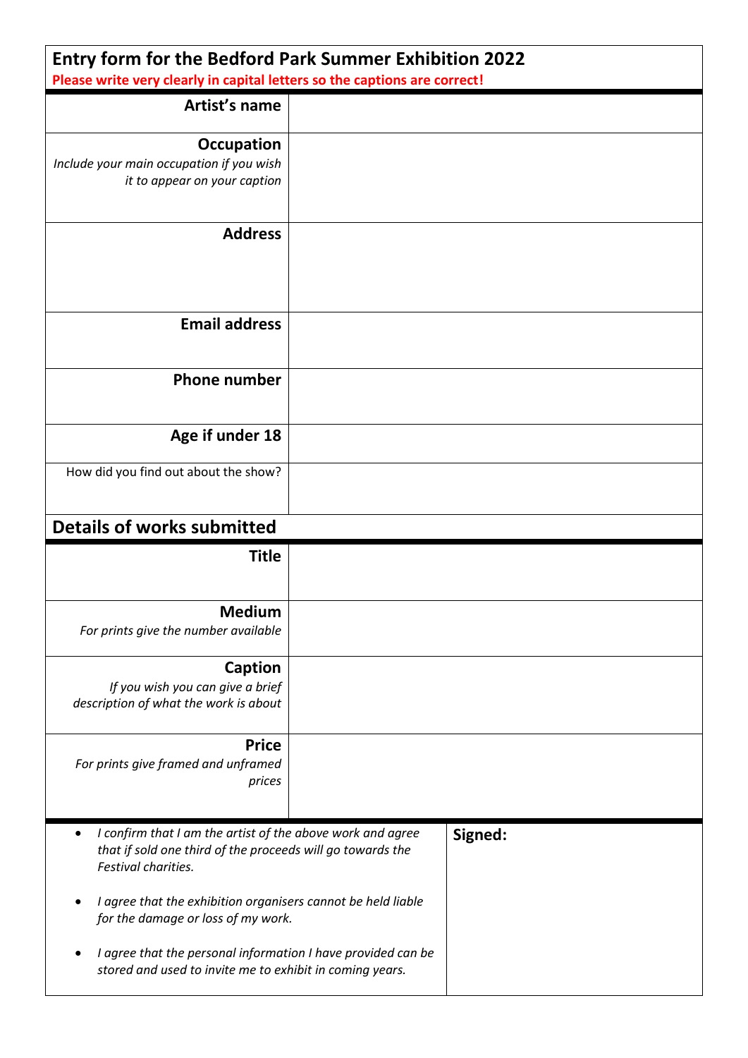# Entry form for the Bedford Park Summer Exhibition 2022

**Please write very clearly in capital letters so the captions are correct!**

| | |
|---|---|
| **Artist's name** | |
| **Occupation**<br>*Include your main occupation if you wish it to appear on your caption* | |
| **Address** | |
| **Email address** | |
| **Phone number** | |
| **Age if under 18** | |
| How did you find out about the show? | |

## Details of works submitted

| | |
|---|---|
| **Title** | |
| **Medium**<br>*For prints give the number available* | |
| **Caption**<br>*If you wish you can give a brief description of what the work is about* | |
| **Price**<br>*For prints give framed and unframed prices* | |

- *I confirm that I am the artist of the above work and agree that if sold one third of the proceeds will go towards the Festival charities.*
- *I agree that the exhibition organisers cannot be held liable for the damage or loss of my work.*
- *I agree that the personal information I have provided can be stored and used to invite me to exhibit in coming years.*

**Signed:**